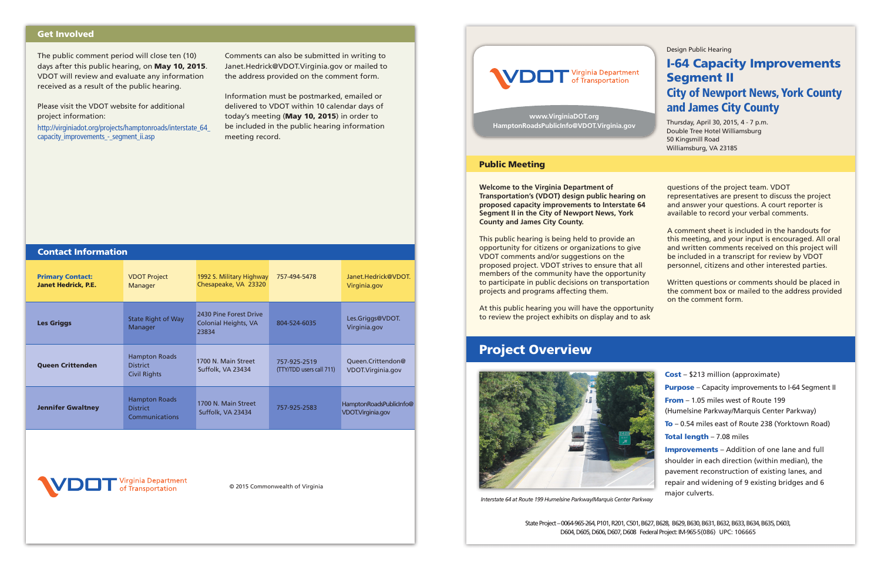## Get Involved

The public comment period will close ten (10) days after this public hearing, on **May 10, 2015**. VDOT will review and evaluate any information received as a result of the public hearing.

Please visit the VDOT website for additional project information:
http://virginiadot.org/projects/hamptonroads/interstate_64_capacity_improvements_-_segment_ii.asp

Comments can also be submitted in writing to Janet.Hedrick@VDOT.Virginia.gov or mailed to the address provided on the comment form.

Information must be postmarked, emailed or delivered to VDOT within 10 calendar days of today's meeting (**May 10, 2015**) in order to be included in the public hearing information meeting record.

## Contact Information

| | | | | |
|---|---|---|---|---|
| **Primary Contact: Janet Hedrick, P.E.** | VDOT Project Manager | 1992 S. Military Highway Chesapeake, VA 23320 | 757-494-5478 | Janet.Hedrick@VDOT.Virginia.gov |
| **Les Griggs** | State Right of Way Manager | 2430 Pine Forest Drive Colonial Heights, VA 23834 | 804-524-6035 | Les.Griggs@VDOT.Virginia.gov |
| **Queen Crittenden** | Hampton Roads District Civil Rights | 1700 N. Main Street Suffolk, VA 23434 | 757-925-2519 (TTY/TDD users call 711) | Queen.Crittendon@VDOT.Virginia.gov |
| **Jennifer Gwaltney** | Hampton Roads District Communications | 1700 N. Main Street Suffolk, VA 23434 | 757-925-2583 | HamptonRoadsPublicInfo@VDOT.Virginia.gov |

VDOT Virginia Department of Transportation

© 2015 Commonwealth of Virginia

---

VDOT Virginia Department of Transportation

www.VirginiaDOT.org
HamptonRoadsPublicInfo@VDOT.Virginia.gov

Design Public Hearing

# I-64 Capacity Improvements Segment II

## City of Newport News, York County and James City County

Thursday, April 30, 2015, 4 - 7 p.m.
Double Tree Hotel Williamsburg
50 Kingsmill Road
Williamsburg, VA 23185

## Public Meeting

**Welcome to the Virginia Department of Transportation's (VDOT) design public hearing on proposed capacity improvements to Interstate 64 Segment II in the City of Newport News, York County and James City County.**

This public hearing is being held to provide an opportunity for citizens or organizations to give VDOT comments and/or suggestions on the proposed project. VDOT strives to ensure that all members of the community have the opportunity to participate in public decisions on transportation projects and programs affecting them.

At this public hearing you will have the opportunity to review the project exhibits on display and to ask questions of the project team. VDOT representatives are present to discuss the project and answer your questions. A court reporter is available to record your verbal comments.

A comment sheet is included in the handouts for this meeting, and your input is encouraged. All oral and written comments received on this project will be included in a transcript for review by VDOT personnel, citizens and other interested parties.

Written questions or comments should be placed in the comment box or mailed to the address provided on the comment form.

## Project Overview

Interstate 64 at Route 199 Humelsine Parkway/Marquis Center Parkway

**Cost** – $213 million (approximate)

**Purpose** – Capacity improvements to I-64 Segment II

**From** – 1.05 miles west of Route 199 (Humelsine Parkway/Marquis Center Parkway)

**To** – 0.54 miles east of Route 238 (Yorktown Road)

**Total length** – 7.08 miles

**Improvements** – Addition of one lane and full shoulder in each direction (within median), the pavement reconstruction of existing lanes, and repair and widening of 9 existing bridges and 6 major culverts.

State Project – 0064-965-264, P101, R201, C501, B627, B628, B629, B630, B631, B632, B633, B634, B635, D603, D604, D605, D606, D607, D608 Federal Project: IM-965-5(086) UPC: 106665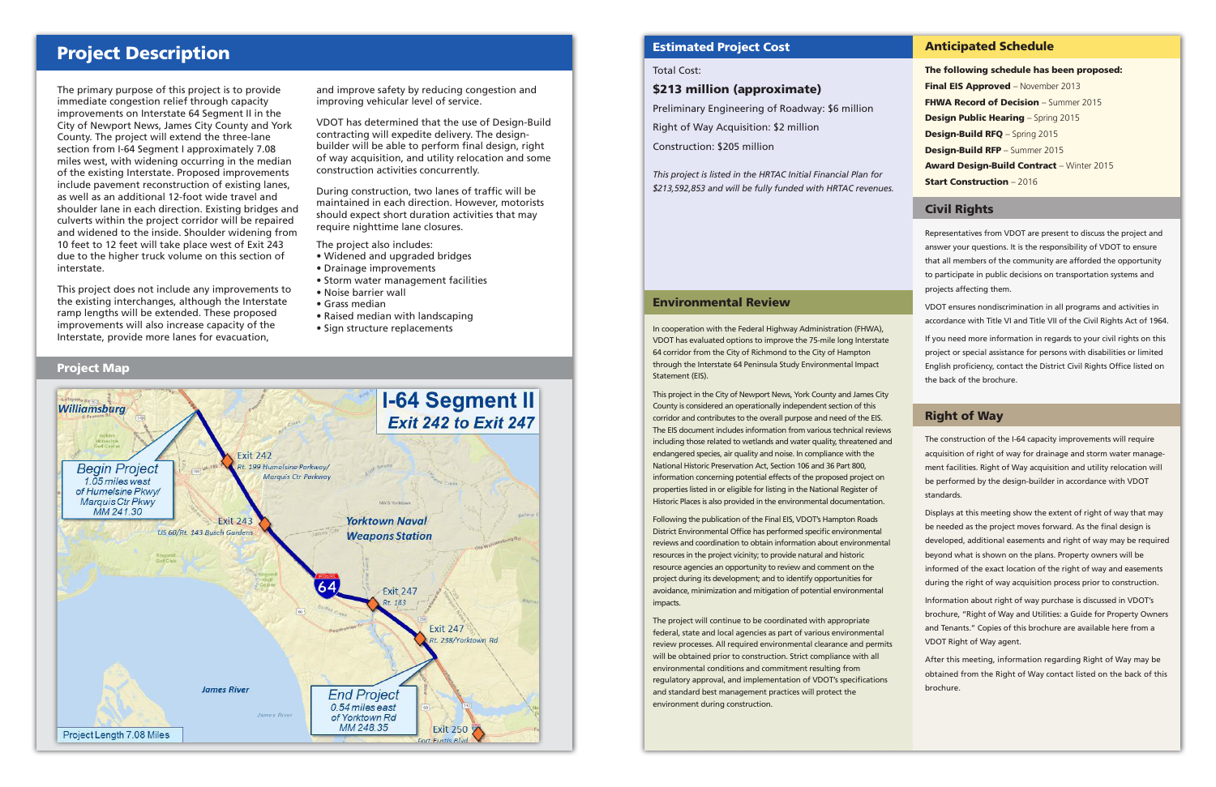## Project Description

The primary purpose of this project is to provide immediate congestion relief through capacity improvements on Interstate 64 Segment II in the City of Newport News, James City County and York County. The project will extend the three-lane section from I-64 Segment I approximately 7.08 miles west, with widening occurring in the median of the existing Interstate. Proposed improvements include pavement reconstruction of existing lanes, as well as an additional 12-foot wide travel and shoulder lane in each direction. Existing bridges and culverts within the project corridor will be repaired and widened to the inside. Shoulder widening from 10 feet to 12 feet will take place west of Exit 243 due to the higher truck volume on this section of interstate.

This project does not include any improvements to the existing interchanges, although the Interstate ramp lengths will be extended. These proposed improvements will also increase capacity of the Interstate, provide more lanes for evacuation, and improve safety by reducing congestion and improving vehicular level of service.

VDOT has determined that the use of Design-Build contracting will expedite delivery. The design-builder will be able to perform final design, right of way acquisition, and utility relocation and some construction activities concurrently.

During construction, two lanes of traffic will be maintained in each direction. However, motorists should expect short duration activities that may require nighttime lane closures.

The project also includes:

- Widened and upgraded bridges
- Drainage improvements
- Storm water management facilities
- Noise barrier wall
- Grass median
- Raised median with landscaping
- Sign structure replacements

## Project Map

I-64 Segment II
Exit 242 to Exit 247

Begin Project
1.05 miles west of Humelsine Pkwy/ Marquis Ctr Pkwy
MM 241.30

End Project
0.54 miles east of Yorktown Rd
MM 248.35

Exit 242 Rt. 199 Humelsine Parkway/ Marquis Ctr Parkway
Exit 243 US 60/Rt. 143 Busch Gardens
Exit 247 Rt. 143
Exit 247 Rt. 238/Yorktown Rd
Exit 250 Fort Eustis Blvd

Williamsburg
Yorktown Naval Weapons Station
James River

Project Length 7.08 Miles

## Estimated Project Cost

Total Cost:

**$213 million (approximate)**

Preliminary Engineering of Roadway: $6 million

Right of Way Acquisition: $2 million

Construction: $205 million

*This project is listed in the HRTAC Initial Financial Plan for $213,592,853 and will be fully funded with HRTAC revenues.*

## Environmental Review

In cooperation with the Federal Highway Administration (FHWA), VDOT has evaluated options to improve the 75-mile long Interstate 64 corridor from the City of Richmond to the City of Hampton through the Interstate 64 Peninsula Study Environmental Impact Statement (EIS).

This project in the City of Newport News, York County and James City County is considered an operationally independent section of this corridor and contributes to the overall purpose and need of the EIS. The EIS document includes information from various technical reviews including those related to wetlands and water quality, threatened and endangered species, air quality and noise. In compliance with the National Historic Preservation Act, Section 106 and 36 Part 800, information concerning potential effects of the proposed project on properties listed in or eligible for listing in the National Register of Historic Places is also provided in the environmental documentation.

Following the publication of the Final EIS, VDOT's Hampton Roads District Environmental Office has performed specific environmental reviews and coordination to obtain information about environmental resources in the project vicinity; to provide natural and historic resource agencies an opportunity to review and comment on the project during its development; and to identify opportunities for avoidance, minimization and mitigation of potential environmental impacts.

The project will continue to be coordinated with appropriate federal, state and local agencies as part of various environmental review processes. All required environmental clearance and permits will be obtained prior to construction. Strict compliance with all environmental conditions and commitment resulting from regulatory approval, and implementation of VDOT's specifications and standard best management practices will protect the environment during construction.

## Anticipated Schedule

**The following schedule has been proposed:**

**Final EIS Approved** – November 2013
**FHWA Record of Decision** – Summer 2015
**Design Public Hearing** – Spring 2015
**Design-Build RFQ** – Spring 2015
**Design-Build RFP** – Summer 2015
**Award Design-Build Contract** – Winter 2015
**Start Construction** – 2016

## Civil Rights

Representatives from VDOT are present to discuss the project and answer your questions. It is the responsibility of VDOT to ensure that all members of the community are afforded the opportunity to participate in public decisions on transportation systems and projects affecting them.

VDOT ensures nondiscrimination in all programs and activities in accordance with Title VI and Title VII of the Civil Rights Act of 1964.

If you need more information in regards to your civil rights on this project or special assistance for persons with disabilities or limited English proficiency, contact the District Civil Rights Office listed on the back of the brochure.

## Right of Way

The construction of the I-64 capacity improvements will require acquisition of right of way for drainage and storm water management facilities. Right of Way acquisition and utility relocation will be performed by the design-builder in accordance with VDOT standards.

Displays at this meeting show the extent of right of way that may be needed as the project moves forward. As the final design is developed, additional easements and right of way may be required beyond what is shown on the plans. Property owners will be informed of the exact location of the right of way and easements during the right of way acquisition process prior to construction.

Information about right of way purchase is discussed in VDOT's brochure, "Right of Way and Utilities: A Guide for Property Owners and Tenants." Copies of this brochure are available here from a VDOT Right of Way agent.

After this meeting, information regarding Right of Way may be obtained from the Right of Way contact listed on the back of this brochure.